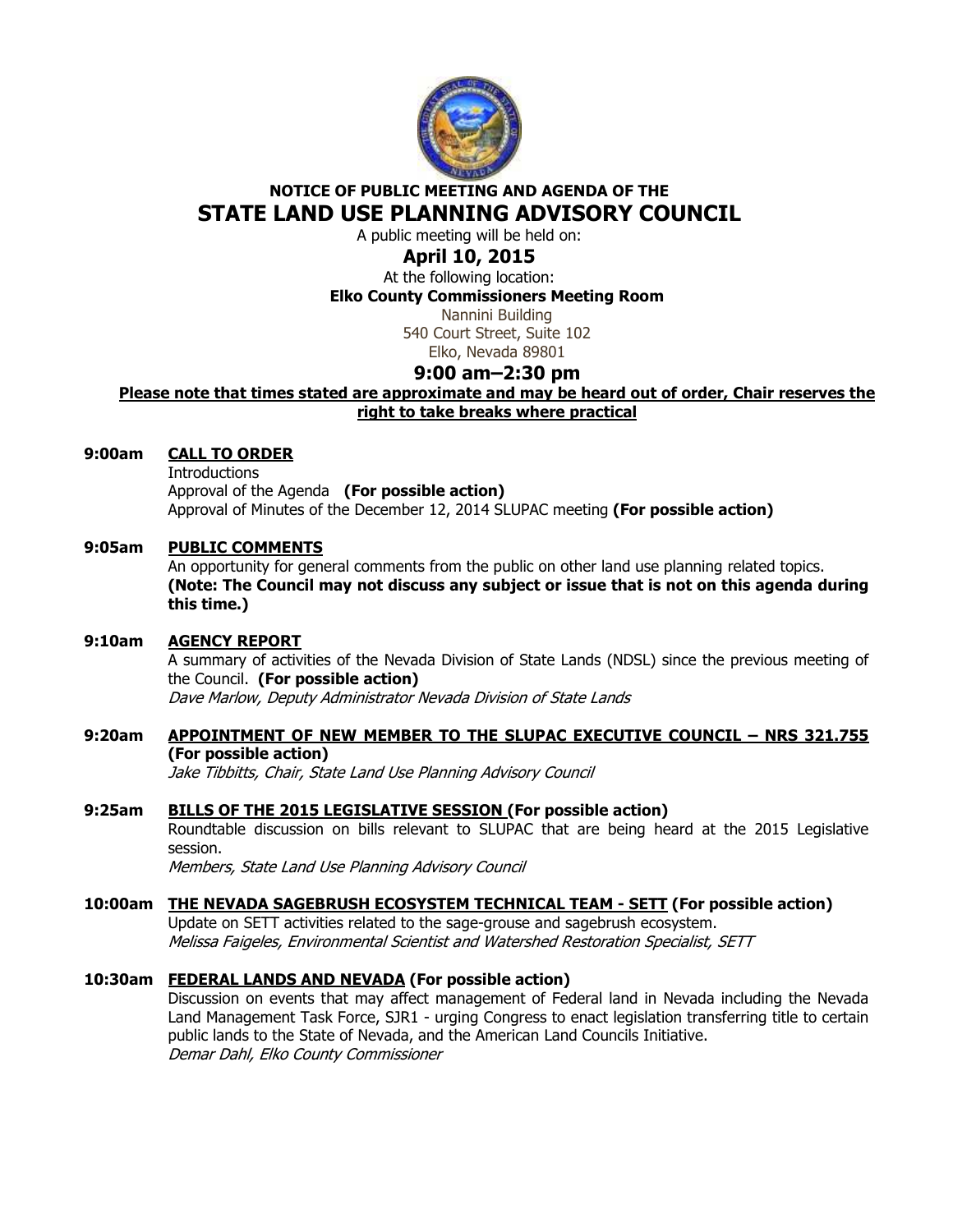**NOTICE OF PUBLIC MEETING AND AGENDA OF THE**

# STATE LAND USE PLANNING ADVISORY COUNCIL

A public meeting will be held on:

## April 10, 2015

At the following location:

**Elko County Commissioners Meeting Room**

Nannini Building
540 Court Street, Suite 102
Elko, Nevada 89801

## 9:00 am–2:30 pm

**Please note that times stated are approximate and may be heard out of order, Chair reserves the right to take breaks where practical**

**9:00am** **CALL TO ORDER**
Introductions
Approval of the Agenda **(For possible action)**
Approval of Minutes of the December 12, 2014 SLUPAC meeting **(For possible action)**

**9:05am** **PUBLIC COMMENTS**
An opportunity for general comments from the public on other land use planning related topics. **(Note: The Council may not discuss any subject or issue that is not on this agenda during this time.)**

**9:10am** **AGENCY REPORT**
A summary of activities of the Nevada Division of State Lands (NDSL) since the previous meeting of the Council. **(For possible action)**
*Dave Marlow, Deputy Administrator Nevada Division of State Lands*

**9:20am** **APPOINTMENT OF NEW MEMBER TO THE SLUPAC EXECUTIVE COUNCIL – NRS 321.755 (For possible action)**
*Jake Tibbitts, Chair, State Land Use Planning Advisory Council*

**9:25am** **BILLS OF THE 2015 LEGISLATIVE SESSION (For possible action)**
Roundtable discussion on bills relevant to SLUPAC that are being heard at the 2015 Legislative session.
*Members, State Land Use Planning Advisory Council*

**10:00am** **THE NEVADA SAGEBRUSH ECOSYSTEM TECHNICAL TEAM - SETT (For possible action)**
Update on SETT activities related to the sage-grouse and sagebrush ecosystem.
*Melissa Faigeles, Environmental Scientist and Watershed Restoration Specialist, SETT*

**10:30am** **FEDERAL LANDS AND NEVADA (For possible action)**
Discussion on events that may affect management of Federal land in Nevada including the Nevada Land Management Task Force, SJR1 - urging Congress to enact legislation transferring title to certain public lands to the State of Nevada, and the American Land Councils Initiative.
*Demar Dahl, Elko County Commissioner*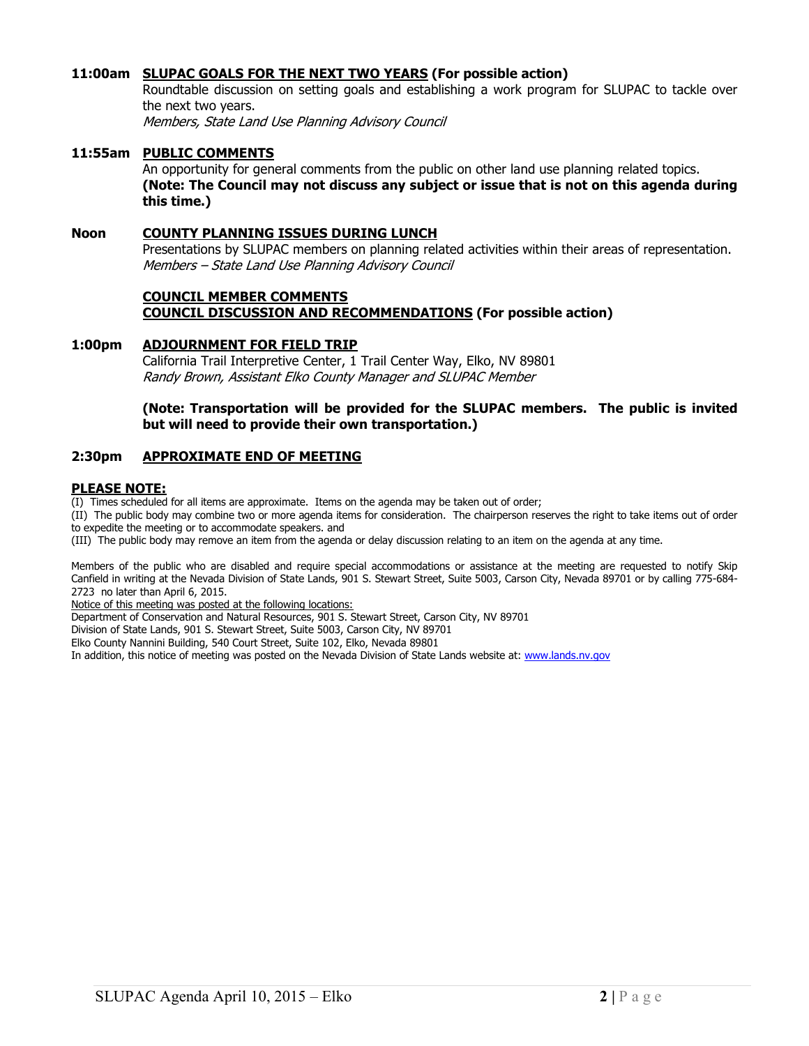**11:00am** **SLUPAC GOALS FOR THE NEXT TWO YEARS (For possible action)**
Roundtable discussion on setting goals and establishing a work program for SLUPAC to tackle over the next two years.
*Members, State Land Use Planning Advisory Council*

**11:55am** **PUBLIC COMMENTS**
An opportunity for general comments from the public on other land use planning related topics.
**(Note: The Council may not discuss any subject or issue that is not on this agenda during this time.)**

**Noon** **COUNTY PLANNING ISSUES DURING LUNCH**
Presentations by SLUPAC members on planning related activities within their areas of representation.
*Members – State Land Use Planning Advisory Council*

**COUNCIL MEMBER COMMENTS**
**COUNCIL DISCUSSION AND RECOMMENDATIONS (For possible action)**

**1:00pm** **ADJOURNMENT FOR FIELD TRIP**
California Trail Interpretive Center, 1 Trail Center Way, Elko, NV 89801
*Randy Brown, Assistant Elko County Manager and SLUPAC Member*

**(Note: Transportation will be provided for the SLUPAC members. The public is invited but will need to provide their own transportation.)**

**2:30pm** **APPROXIMATE END OF MEETING**

**PLEASE NOTE:**

(I) Times scheduled for all items are approximate. Items on the agenda may be taken out of order;
(II) The public body may combine two or more agenda items for consideration. The chairperson reserves the right to take items out of order to expedite the meeting or to accommodate speakers. and
(III) The public body may remove an item from the agenda or delay discussion relating to an item on the agenda at any time.

Members of the public who are disabled and require special accommodations or assistance at the meeting are requested to notify Skip Canfield in writing at the Nevada Division of State Lands, 901 S. Stewart Street, Suite 5003, Carson City, Nevada 89701 or by calling 775-684-2723 no later than April 6, 2015.

Notice of this meeting was posted at the following locations:
Department of Conservation and Natural Resources, 901 S. Stewart Street, Carson City, NV 89701
Division of State Lands, 901 S. Stewart Street, Suite 5003, Carson City, NV 89701
Elko County Nannini Building, 540 Court Street, Suite 102, Elko, Nevada 89801
In addition, this notice of meeting was posted on the Nevada Division of State Lands website at: www.lands.nv.gov